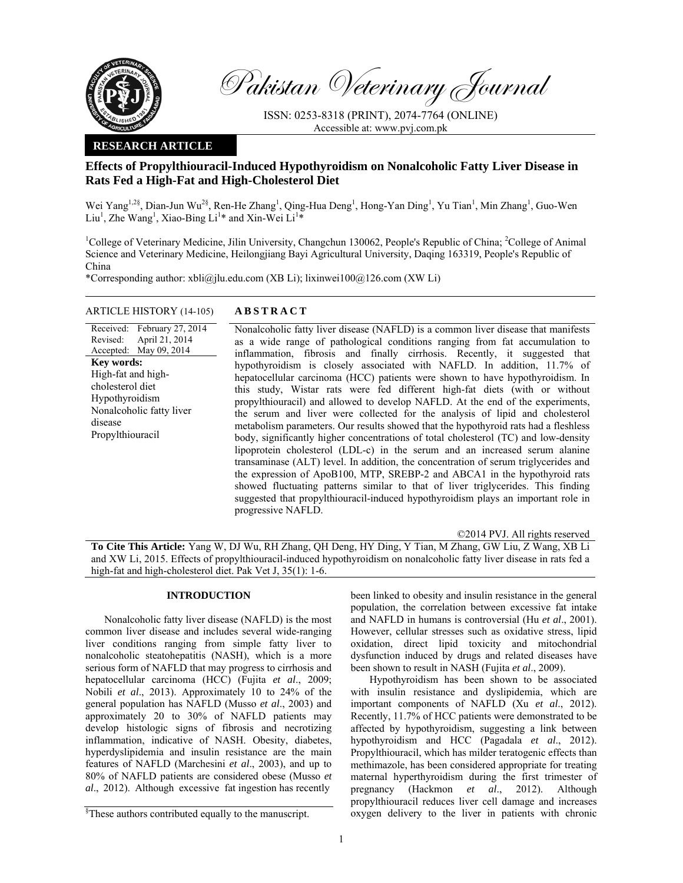Pakistan Veterinary Journal

ISSN: 0253-8318 (PRINT), 2074-7764 (ONLINE)
Accessible at: www.pvj.com.pk

**RESEARCH ARTICLE**

# Effects of Propylthiouracil-Induced Hypothyroidism on Nonalcoholic Fatty Liver Disease in Rats Fed a High-Fat and High-Cholesterol Diet

Wei Yang[1,2§], Dian-Jun Wu[2§], Ren-He Zhang[1], Qing-Hua Deng[1], Hong-Yan Ding[1], Yu Tian[1], Min Zhang[1], Guo-Wen Liu[1], Zhe Wang[1], Xiao-Bing Li[1]* and Xin-Wei Li[1]*

[1]College of Veterinary Medicine, Jilin University, Changchun 130062, People's Republic of China; [2]College of Animal Science and Veterinary Medicine, Heilongjiang Bayi Agricultural University, Daqing 163319, People's Republic of China

*Corresponding author: xbli@jlu.edu.com (XB Li); lixinwei100@126.com (XW Li)

**ARTICLE HISTORY** (14-105)

Received: February 27, 2014
Revised: April 21, 2014
Accepted: May 09, 2014

**Key words:**
High-fat and high-cholesterol diet
Hypothyroidism
Nonalcoholic fatty liver disease
Propylthiouracil

## ABSTRACT

Nonalcoholic fatty liver disease (NAFLD) is a common liver disease that manifests as a wide range of pathological conditions ranging from fat accumulation to inflammation, fibrosis and finally cirrhosis. Recently, it suggested that hypothyroidism is closely associated with NAFLD. In addition, 11.7% of hepatocellular carcinoma (HCC) patients were shown to have hypothyroidism. In this study, Wistar rats were fed different high-fat diets (with or without propylthiouracil) and allowed to develop NAFLD. At the end of the experiments, the serum and liver were collected for the analysis of lipid and cholesterol metabolism parameters. Our results showed that the hypothyroid rats had a fleshless body, significantly higher concentrations of total cholesterol (TC) and low-density lipoprotein cholesterol (LDL-c) in the serum and an increased serum alanine transaminase (ALT) level. In addition, the concentration of serum triglycerides and the expression of ApoB100, MTP, SREBP-2 and ABCA1 in the hypothyroid rats showed fluctuating patterns similar to that of liver triglycerides. This finding suggested that propylthiouracil-induced hypothyroidism plays an important role in progressive NAFLD.

©2014 PVJ. All rights reserved

**To Cite This Article:** Yang W, DJ Wu, RH Zhang, QH Deng, HY Ding, Y Tian, M Zhang, GW Liu, Z Wang, XB Li and XW Li, 2015. Effects of propylthiouracil-induced hypothyroidism on nonalcoholic fatty liver disease in rats fed a high-fat and high-cholesterol diet. Pak Vet J, 35(1): 1-6.

## INTRODUCTION

Nonalcoholic fatty liver disease (NAFLD) is the most common liver disease and includes several wide-ranging liver conditions ranging from simple fatty liver to nonalcoholic steatohepatitis (NASH), which is a more serious form of NAFLD that may progress to cirrhosis and hepatocellular carcinoma (HCC) (Fujita *et al*., 2009; Nobili *et al*., 2013). Approximately 10 to 24% of the general population has NAFLD (Musso *et al*., 2003) and approximately 20 to 30% of NAFLD patients may develop histologic signs of fibrosis and necrotizing inflammation, indicative of NASH. Obesity, diabetes, hyperdyslipidemia and insulin resistance are the main features of NAFLD (Marchesini *et al*., 2003), and up to 80% of NAFLD patients are considered obese (Musso *et al*., 2012). Although excessive fat ingestion has recently been linked to obesity and insulin resistance in the general population, the correlation between excessive fat intake and NAFLD in humans is controversial (Hu *et al*., 2001). However, cellular stresses such as oxidative stress, lipid oxidation, direct lipid toxicity and mitochondrial dysfunction induced by drugs and related diseases have been shown to result in NASH (Fujita *et al*., 2009).

Hypothyroidism has been shown to be associated with insulin resistance and dyslipidemia, which are important components of NAFLD (Xu *et al*., 2012). Recently, 11.7% of HCC patients were demonstrated to be affected by hypothyroidism, suggesting a link between hypothyroidism and HCC (Pagadala *et al*., 2012). Propylthiouracil, which has milder teratogenic effects than methimazole, has been considered appropriate for treating maternal hyperthyroidism during the first trimester of pregnancy (Hackmon *et al*., 2012). Although propylthiouracil reduces liver cell damage and increases oxygen delivery to the liver in patients with chronic

[§]These authors contributed equally to the manuscript.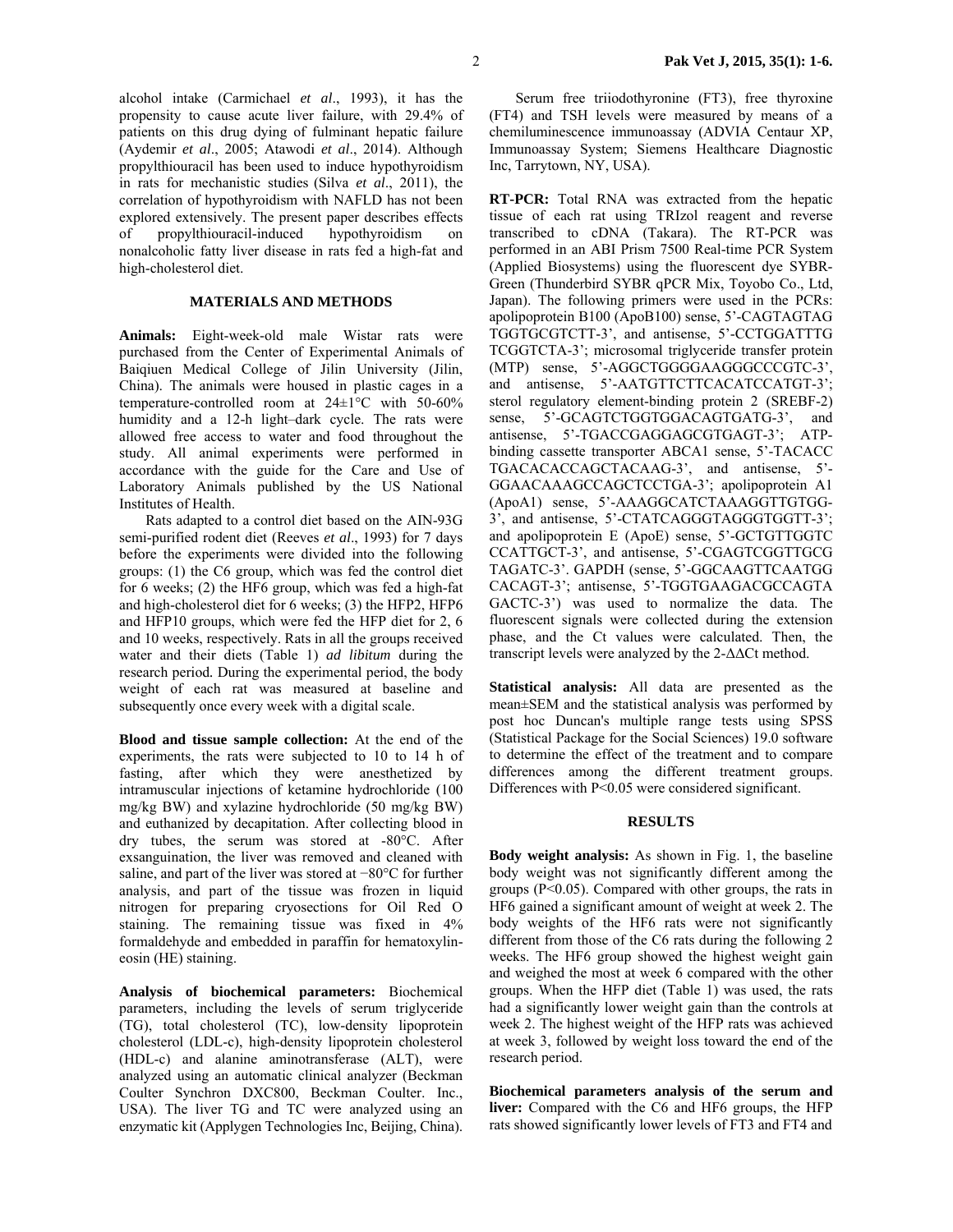alcohol intake (Carmichael *et al*., 1993), it has the propensity to cause acute liver failure, with 29.4% of patients on this drug dying of fulminant hepatic failure (Aydemir *et al*., 2005; Atawodi *et al*., 2014). Although propylthiouracil has been used to induce hypothyroidism in rats for mechanistic studies (Silva *et al*., 2011), the correlation of hypothyroidism with NAFLD has not been explored extensively. The present paper describes effects of propylthiouracil-induced hypothyroidism on nonalcoholic fatty liver disease in rats fed a high-fat and high-cholesterol diet.

## MATERIALS AND METHODS

**Animals:** Eight-week-old male Wistar rats were purchased from the Center of Experimental Animals of Baiqiuen Medical College of Jilin University (Jilin, China). The animals were housed in plastic cages in a temperature-controlled room at 24±1°C with 50-60% humidity and a 12-h light–dark cycle. The rats were allowed free access to water and food throughout the study. All animal experiments were performed in accordance with the guide for the Care and Use of Laboratory Animals published by the US National Institutes of Health.

Rats adapted to a control diet based on the AIN-93G semi-purified rodent diet (Reeves *et al*., 1993) for 7 days before the experiments were divided into the following groups: (1) the C6 group, which was fed the control diet for 6 weeks; (2) the HF6 group, which was fed a high-fat and high-cholesterol diet for 6 weeks; (3) the HFP2, HFP6 and HFP10 groups, which were fed the HFP diet for 2, 6 and 10 weeks, respectively. Rats in all the groups received water and their diets (Table 1) *ad libitum* during the research period. During the experimental period, the body weight of each rat was measured at baseline and subsequently once every week with a digital scale.

**Blood and tissue sample collection:** At the end of the experiments, the rats were subjected to 10 to 14 h of fasting, after which they were anesthetized by intramuscular injections of ketamine hydrochloride (100 mg/kg BW) and xylazine hydrochloride (50 mg/kg BW) and euthanized by decapitation. After collecting blood in dry tubes, the serum was stored at -80°C. After exsanguination, the liver was removed and cleaned with saline, and part of the liver was stored at −80°C for further analysis, and part of the tissue was frozen in liquid nitrogen for preparing cryosections for Oil Red O staining. The remaining tissue was fixed in 4% formaldehyde and embedded in paraffin for hematoxylin-eosin (HE) staining.

**Analysis of biochemical parameters:** Biochemical parameters, including the levels of serum triglyceride (TG), total cholesterol (TC), low-density lipoprotein cholesterol (LDL-c), high-density lipoprotein cholesterol (HDL-c) and alanine aminotransferase (ALT), were analyzed using an automatic clinical analyzer (Beckman Coulter Synchron DXC800, Beckman Coulter. Inc., USA). The liver TG and TC were analyzed using an enzymatic kit (Applygen Technologies Inc, Beijing, China).

Serum free triiodothyronine (FT3), free thyroxine (FT4) and TSH levels were measured by means of a chemiluminescence immunoassay (ADVIA Centaur XP, Immunoassay System; Siemens Healthcare Diagnostic Inc, Tarrytown, NY, USA).

**RT-PCR:** Total RNA was extracted from the hepatic tissue of each rat using TRIzol reagent and reverse transcribed to cDNA (Takara). The RT-PCR was performed in an ABI Prism 7500 Real-time PCR System (Applied Biosystems) using the fluorescent dye SYBR-Green (Thunderbird SYBR qPCR Mix, Toyobo Co., Ltd, Japan). The following primers were used in the PCRs: apolipoprotein B100 (ApoB100) sense, 5'-CAGTAGTAG TGGTGCGTCTT-3', and antisense, 5'-CCTGGATTTG TCGGTCTA-3'; microsomal triglyceride transfer protein (MTP) sense, 5'-AGGCTGGGGAAGGGCCCGTC-3', and antisense, 5'-AATGTTCTTCACATCCATGT-3'; sterol regulatory element-binding protein 2 (SREBF-2) sense, 5'-GCAGTCTGGTGGACAGTGATG-3', and antisense, 5'-TGACCGAGGAGCGTGAGT-3'; ATP-binding cassette transporter ABCA1 sense, 5'-TACACC TGACACACCAGCTACAAG-3', and antisense, 5'-GGAACAAAGCCAGCTCCTGA-3'; apolipoprotein A1 (ApoA1) sense, 5'-AAAGGCATCTAAAGGTTGTGG-3', and antisense, 5'-CTATCAGGGTAGGGTGGTT-3'; and apolipoprotein E (ApoE) sense, 5'-GCTGTTGGTC CCATTGCT-3', and antisense, 5'-CGAGTCGGTTGCG TAGATC-3'. GAPDH (sense, 5'-GGCAAGTTCAATGG CACAGT-3'; antisense, 5'-TGGTGAAGACGCCAGTA GACTC-3') was used to normalize the data. The fluorescent signals were collected during the extension phase, and the Ct values were calculated. Then, the transcript levels were analyzed by the $2^{-\Delta\Delta Ct}$ method.

**Statistical analysis:** All data are presented as the mean±SEM and the statistical analysis was performed by post hoc Duncan's multiple range tests using SPSS (Statistical Package for the Social Sciences) 19.0 software to determine the effect of the treatment and to compare differences among the different treatment groups. Differences with $P<0.05$ were considered significant.

## RESULTS

**Body weight analysis:** As shown in Fig. 1, the baseline body weight was not significantly different among the groups ($P<0.05$). Compared with other groups, the rats in HF6 gained a significant amount of weight at week 2. The body weights of the HF6 rats were not significantly different from those of the C6 rats during the following 2 weeks. The HF6 group showed the highest weight gain and weighed the most at week 6 compared with the other groups. When the HFP diet (Table 1) was used, the rats had a significantly lower weight gain than the controls at week 2. The highest weight of the HFP rats was achieved at week 3, followed by weight loss toward the end of the research period.

**Biochemical parameters analysis of the serum and liver:** Compared with the C6 and HF6 groups, the HFP rats showed significantly lower levels of FT3 and FT4 and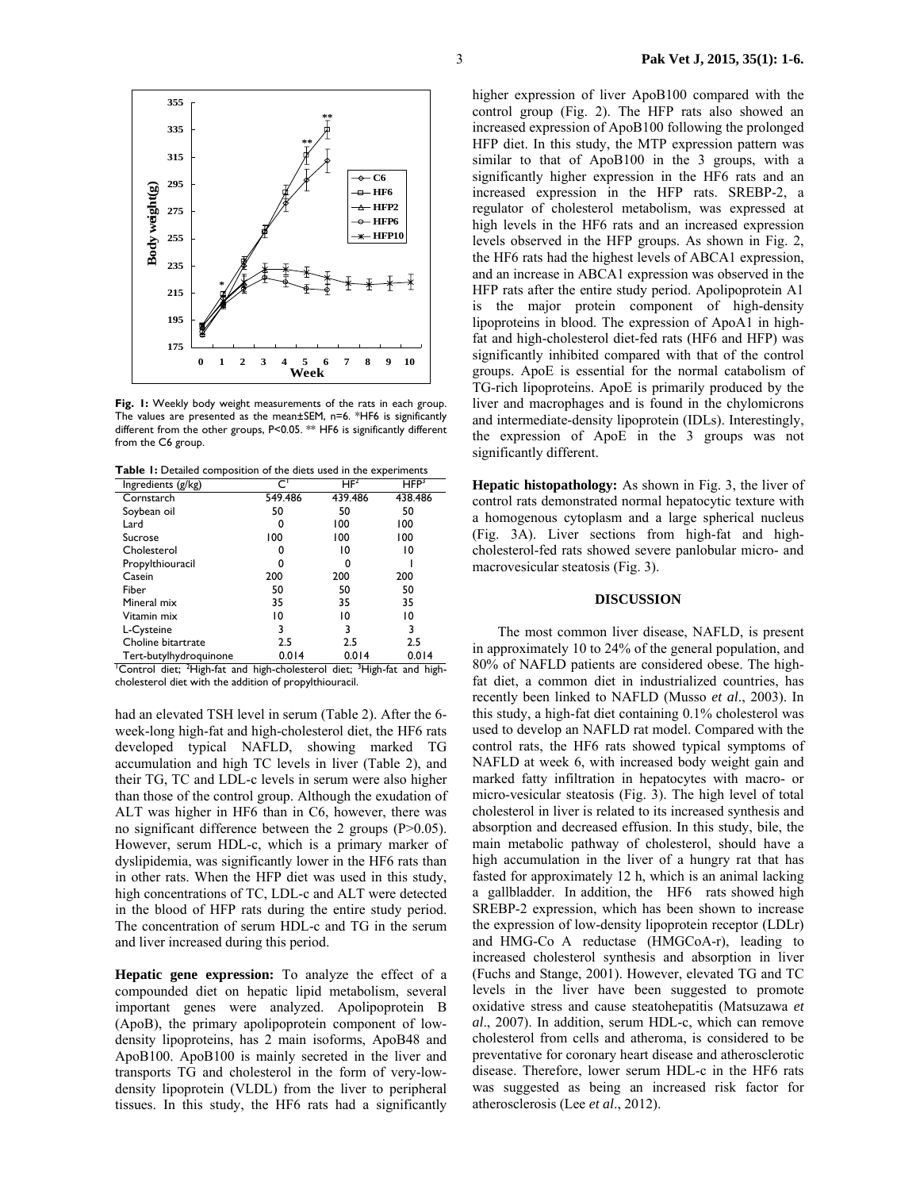Fig. 1: Weekly body weight measurements of the rats in each group. The values are presented as the mean±SEM, n=6. *HF6 is significantly different from the other groups, P<0.05. ** HF6 is significantly different from the C6 group.

**Table 1:** Detailed composition of the diets used in the experiments

| Ingredients (g/kg) | C[1] | HF[2] | HFP[3] |
|---|---|---|---|
| Cornstarch | 549.486 | 439.486 | 438.486 |
| Soybean oil | 50 | 50 | 50 |
| Lard | 0 | 100 | 100 |
| Sucrose | 100 | 100 | 100 |
| Cholesterol | 0 | 10 | 10 |
| Propylthiouracil | 0 | 0 | 1 |
| Casein | 200 | 200 | 200 |
| Fiber | 50 | 50 | 50 |
| Mineral mix | 35 | 35 | 35 |
| Vitamin mix | 10 | 10 | 10 |
| L-Cysteine | 3 | 3 | 3 |
| Choline bitartrate | 2.5 | 2.5 | 2.5 |
| Tert-butylhydroquinone | 0.014 | 0.014 | 0.014 |

[1]Control diet; [2]High-fat and high-cholesterol diet; [3]High-fat and high-cholesterol diet with the addition of propylthiouracil.

had an elevated TSH level in serum (Table 2). After the 6-week-long high-fat and high-cholesterol diet, the HF6 rats developed typical NAFLD, showing marked TG accumulation and high TC levels in liver (Table 2), and their TG, TC and LDL-c levels in serum were also higher than those of the control group. Although the exudation of ALT was higher in HF6 than in C6, however, there was no significant difference between the 2 groups (P>0.05). However, serum HDL-c, which is a primary marker of dyslipidemia, was significantly lower in the HF6 rats than in other rats. When the HFP diet was used in this study, high concentrations of TC, LDL-c and ALT were detected in the blood of HFP rats during the entire study period. The concentration of serum HDL-c and TG in the serum and liver increased during this period.

**Hepatic gene expression:** To analyze the effect of a compounded diet on hepatic lipid metabolism, several important genes were analyzed. Apolipoprotein B (ApoB), the primary apolipoprotein component of low-density lipoproteins, has 2 main isoforms, ApoB48 and ApoB100. ApoB100 is mainly secreted in the liver and transports TG and cholesterol in the form of very-low-density lipoprotein (VLDL) from the liver to peripheral tissues. In this study, the HF6 rats had a significantly higher expression of liver ApoB100 compared with the control group (Fig. 2). The HFP rats also showed an increased expression of ApoB100 following the prolonged HFP diet. In this study, the MTP expression pattern was similar to that of ApoB100 in the 3 groups, with a significantly higher expression in the HF6 rats and an increased expression in the HFP rats. SREBP-2, a regulator of cholesterol metabolism, was expressed at high levels in the HF6 rats and an increased expression levels observed in the HFP groups. As shown in Fig. 2, the HF6 rats had the highest levels of ABCA1 expression, and an increase in ABCA1 expression was observed in the HFP rats after the entire study period. Apolipoprotein A1 is the major protein component of high-density lipoproteins in blood. The expression of ApoA1 in high-fat and high-cholesterol diet-fed rats (HF6 and HFP) was significantly inhibited compared with that of the control groups. ApoE is essential for the normal catabolism of TG-rich lipoproteins. ApoE is primarily produced by the liver and macrophages and is found in the chylomicrons and intermediate-density lipoprotein (IDLs). Interestingly, the expression of ApoE in the 3 groups was not significantly different.

**Hepatic histopathology:** As shown in Fig. 3, the liver of control rats demonstrated normal hepatocytic texture with a homogenous cytoplasm and a large spherical nucleus (Fig. 3A). Liver sections from high-fat and high-cholesterol-fed rats showed severe panlobular micro- and macrovesicular steatosis (Fig. 3).

## DISCUSSION

The most common liver disease, NAFLD, is present in approximately 10 to 24% of the general population, and 80% of NAFLD patients are considered obese. The high-fat diet, a common diet in industrialized countries, has recently been linked to NAFLD (Musso *et al*., 2003). In this study, a high-fat diet containing 0.1% cholesterol was used to develop an NAFLD rat model. Compared with the control rats, the HF6 rats showed typical symptoms of NAFLD at week 6, with increased body weight gain and marked fatty infiltration in hepatocytes with macro- or micro-vesicular steatosis (Fig. 3). The high level of total cholesterol in liver is related to its increased synthesis and absorption and decreased effusion. In this study, bile, the main metabolic pathway of cholesterol, should have a high accumulation in the liver of a hungry rat that has fasted for approximately 12 h, which is an animal lacking a gallbladder. In addition, the HF6 rats showed high SREBP-2 expression, which has been shown to increase the expression of low-density lipoprotein receptor (LDLr) and HMG-Co A reductase (HMGCoA-r), leading to increased cholesterol synthesis and absorption in liver (Fuchs and Stange, 2001). However, elevated TG and TC levels in the liver have been suggested to promote oxidative stress and cause steatohepatitis (Matsuzawa *et al*., 2007). In addition, serum HDL-c, which can remove cholesterol from cells and atheroma, is considered to be preventative for coronary heart disease and atherosclerotic disease. Therefore, lower serum HDL-c in the HF6 rats was suggested as being an increased risk factor for atherosclerosis (Lee *et al*., 2012).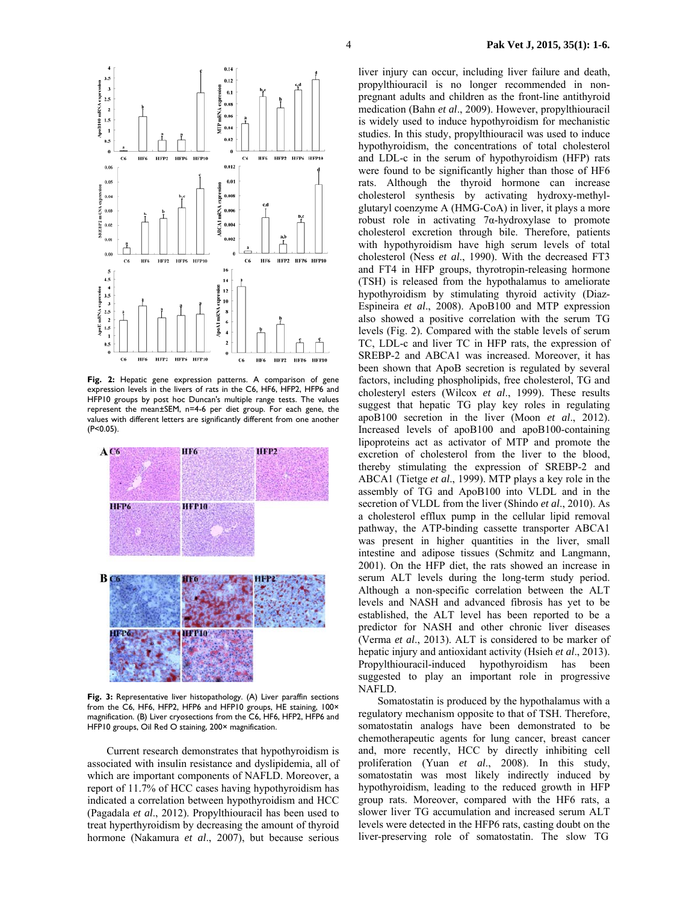Fig. 2: Hepatic gene expression patterns. A comparison of gene expression levels in the livers of rats in the C6, HF6, HFP2, HFP6 and HFP10 groups by post hoc Duncan's multiple range tests. The values represent the mean±SEM, n=4-6 per diet group. For each gene, the values with different letters are significantly different from one another (P<0.05).

Fig. 3: Representative liver histopathology. (A) Liver paraffin sections from the C6, HF6, HFP2, HFP6 and HFP10 groups, HE staining, 100× magnification. (B) Liver cryosections from the C6, HF6, HFP2, HFP6 and HFP10 groups, Oil Red O staining, 200× magnification.

Current research demonstrates that hypothyroidism is associated with insulin resistance and dyslipidemia, all of which are important components of NAFLD. Moreover, a report of 11.7% of HCC cases having hypothyroidism has indicated a correlation between hypothyroidism and HCC (Pagadala *et al*., 2012). Propylthiouracil has been used to treat hyperthyroidism by decreasing the amount of thyroid hormone (Nakamura *et al*., 2007), but because serious liver injury can occur, including liver failure and death, propylthiouracil is no longer recommended in non-pregnant adults and children as the front-line antithyroid medication (Bahn *et al*., 2009). However, propylthiouracil is widely used to induce hypothyroidism for mechanistic studies. In this study, propylthiouracil was used to induce hypothyroidism, the concentrations of total cholesterol and LDL-c in the serum of hypothyroidism (HFP) rats were found to be significantly higher than those of HF6 rats. Although the thyroid hormone can increase cholesterol synthesis by activating hydroxy-methyl-glutaryl coenzyme A (HMG-CoA) in liver, it plays a more robust role in activating 7α-hydroxylase to promote cholesterol excretion through bile. Therefore, patients with hypothyroidism have high serum levels of total cholesterol (Ness *et al*., 1990). With the decreased FT3 and FT4 in HFP groups, thyrotropin-releasing hormone (TSH) is released from the hypothalamus to ameliorate hypothyroidism by stimulating thyroid activity (Diaz-Espineira *et al*., 2008). ApoB100 and MTP expression also showed a positive correlation with the serum TG levels (Fig. 2). Compared with the stable levels of serum TC, LDL-c and liver TC in HFP rats, the expression of SREBP-2 and ABCA1 was increased. Moreover, it has been shown that ApoB secretion is regulated by several factors, including phospholipids, free cholesterol, TG and cholesteryl esters (Wilcox *et al*., 1999). These results suggest that hepatic TG play key roles in regulating apoB100 secretion in the liver (Moon *et al*., 2012). Increased levels of apoB100 and apoB100-containing lipoproteins act as activator of MTP and promote the excretion of cholesterol from the liver to the blood, thereby stimulating the expression of SREBP-2 and ABCA1 (Tietge *et al*., 1999). MTP plays a key role in the assembly of TG and ApoB100 into VLDL and in the secretion of VLDL from the liver (Shindo *et al*., 2010). As a cholesterol efflux pump in the cellular lipid removal pathway, the ATP-binding cassette transporter ABCA1 was present in higher quantities in the liver, small intestine and adipose tissues (Schmitz and Langmann, 2001). On the HFP diet, the rats showed an increase in serum ALT levels during the long-term study period. Although a non-specific correlation between the ALT levels and NASH and advanced fibrosis has yet to be established, the ALT level has been reported to be a predictor for NASH and other chronic liver diseases (Verma *et al*., 2013). ALT is considered to be marker of hepatic injury and antioxidant activity (Hsieh *et al*., 2013). Propylthiouracil-induced hypothyroidism has been suggested to play an important role in progressive NAFLD.

Somatostatin is produced by the hypothalamus with a regulatory mechanism opposite to that of TSH. Therefore, somatostatin analogs have been demonstrated to be chemotherapeutic agents for lung cancer, breast cancer and, more recently, HCC by directly inhibiting cell proliferation (Yuan *et al*., 2008). In this study, somatostatin was most likely indirectly induced by hypothyroidism, leading to the reduced growth in HFP group rats. Moreover, compared with the HF6 rats, a slower TG accumulation and increased serum ALT levels were detected in the HFP6 rats, casting doubt on the liver-preserving role of somatostatin. The slow TG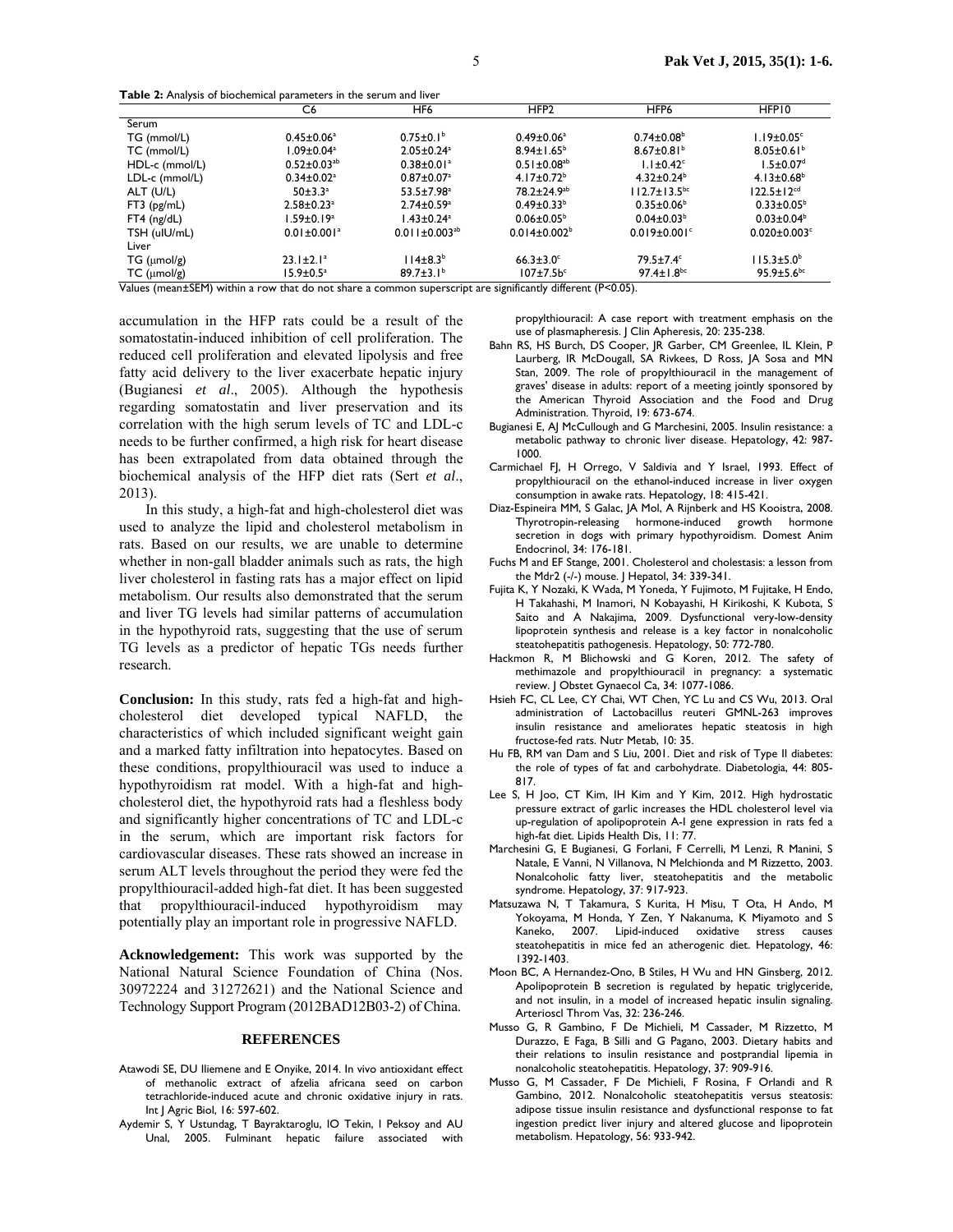**Table 2:** Analysis of biochemical parameters in the serum and liver

| | C6 | HF6 | HFP2 | HFP6 | HFP10 |
|---|---|---|---|---|---|
| Serum | | | | | |
| TG (mmol/L) | $0.45\pm0.06^{a}$ | $0.75\pm0.1^{b}$ | $0.49\pm0.06^{a}$ | $0.74\pm0.08^{b}$ | $1.19\pm0.05^{c}$ |
| TC (mmol/L) | $1.09\pm0.04^{a}$ | $2.05\pm0.24^{a}$ | $8.94\pm1.65^{b}$ | $8.67\pm0.81^{b}$ | $8.05\pm0.61^{b}$ |
| HDL-c (mmol/L) | $0.52\pm0.03^{ab}$ | $0.38\pm0.01^{a}$ | $0.51\pm0.08^{ab}$ | $1.1\pm0.42^{c}$ | $1.5\pm0.07^{d}$ |
| LDL-c (mmol/L) | $0.34\pm0.02^{a}$ | $0.87\pm0.07^{a}$ | $4.17\pm0.72^{b}$ | $4.32\pm0.24^{b}$ | $4.13\pm0.68^{b}$ |
| ALT (U/L) | $50\pm3.3^{a}$ | $53.5\pm7.98^{a}$ | $78.2\pm24.9^{ab}$ | $112.7\pm13.5^{bc}$ | $122.5\pm12^{cd}$ |
| FT3 (pg/mL) | $2.58\pm0.23^{a}$ | $2.74\pm0.59^{a}$ | $0.49\pm0.33^{b}$ | $0.35\pm0.06^{b}$ | $0.33\pm0.05^{b}$ |
| FT4 (ng/dL) | $1.59\pm0.19^{a}$ | $1.43\pm0.24^{a}$ | $0.06\pm0.05^{b}$ | $0.04\pm0.03^{b}$ | $0.03\pm0.04^{b}$ |
| TSH (uIU/mL) | $0.01\pm0.001^{a}$ | $0.011\pm0.003^{ab}$ | $0.014\pm0.002^{b}$ | $0.019\pm0.001^{c}$ | $0.020\pm0.003^{c}$ |
| Liver | | | | | |
| TG (μmol/g) | $23.1\pm2.1^{a}$ | $114\pm8.3^{b}$ | $66.3\pm3.0^{c}$ | $79.5\pm7.4^{c}$ | $115.3\pm5.0^{b}$ |
| TC (μmol/g) | $15.9\pm0.5^{a}$ | $89.7\pm3.1^{b}$ | $107\pm7.5b^{c}$ | $97.4\pm1.8^{bc}$ | $95.9\pm5.6^{bc}$ |

Values (mean±SEM) within a row that do not share a common superscript are significantly different ($P<0.05$).

accumulation in the HFP rats could be a result of the somatostatin-induced inhibition of cell proliferation. The reduced cell proliferation and elevated lipolysis and free fatty acid delivery to the liver exacerbate hepatic injury (Bugianesi *et al*., 2005). Although the hypothesis regarding somatostatin and liver preservation and its correlation with the high serum levels of TC and LDL-c needs to be further confirmed, a high risk for heart disease has been extrapolated from data obtained through the biochemical analysis of the HFP diet rats (Sert *et al*., 2013).

In this study, a high-fat and high-cholesterol diet was used to analyze the lipid and cholesterol metabolism in rats. Based on our results, we are unable to determine whether in non-gall bladder animals such as rats, the high liver cholesterol in fasting rats has a major effect on lipid metabolism. Our results also demonstrated that the serum and liver TG levels had similar patterns of accumulation in the hypothyroid rats, suggesting that the use of serum TG levels as a predictor of hepatic TGs needs further research.

**Conclusion:** In this study, rats fed a high-fat and high-cholesterol diet developed typical NAFLD, the characteristics of which included significant weight gain and a marked fatty infiltration into hepatocytes. Based on these conditions, propylthiouracil was used to induce a hypothyroidism rat model. With a high-fat and high-cholesterol diet, the hypothyroid rats had a fleshless body and significantly higher concentrations of TC and LDL-c in the serum, which are important risk factors for cardiovascular diseases. These rats showed an increase in serum ALT levels throughout the period they were fed the propylthiouracil-added high-fat diet. It has been suggested that propylthiouracil-induced hypothyroidism may potentially play an important role in progressive NAFLD.

**Acknowledgement:** This work was supported by the National Natural Science Foundation of China (Nos. 30972224 and 31272621) and the National Science and Technology Support Program (2012BAD12B03-2) of China.

## REFERENCES

Atawodi SE, DU Iliemene and E Onyike, 2014. In vivo antioxidant effect of methanolic extract of afzelia africana seed on carbon tetrachloride-induced acute and chronic oxidative injury in rats. Int J Agric Biol, 16: 597-602.

Aydemir S, Y Ustundag, T Bayraktaroglu, IO Tekin, I Peksoy and AU Unal, 2005. Fulminant hepatic failure associated with propylthiouracil: A case report with treatment emphasis on the use of plasmapheresis. J Clin Apheresis, 20: 235-238.

Bahn RS, HS Burch, DS Cooper, JR Garber, CM Greenlee, IL Klein, P Laurberg, IR McDougall, SA Rivkees, D Ross, JA Sosa and MN Stan, 2009. The role of propylthiouracil in the management of graves' disease in adults: report of a meeting jointly sponsored by the American Thyroid Association and the Food and Drug Administration. Thyroid, 19: 673-674.

Bugianesi E, AJ McCullough and G Marchesini, 2005. Insulin resistance: a metabolic pathway to chronic liver disease. Hepatology, 42: 987-1000.

Carmichael FJ, H Orrego, V Saldivia and Y Israel, 1993. Effect of propylthiouracil on the ethanol-induced increase in liver oxygen consumption in awake rats. Hepatology, 18: 415-421.

Diaz-Espineira MM, S Galac, JA Mol, A Rijnberk and HS Kooistra, 2008. Thyrotropin-releasing hormone-induced growth hormone secretion in dogs with primary hypothyroidism. Domest Anim Endocrinol, 34: 176-181.

Fuchs M and EF Stange, 2001. Cholesterol and cholestasis: a lesson from the Mdr2 (-/-) mouse. J Hepatol, 34: 339-341.

Fujita K, Y Nozaki, K Wada, M Yoneda, Y Fujimoto, M Fujitake, H Endo, H Takahashi, M Inamori, N Kobayashi, H Kirikoshi, K Kubota, S Saito and A Nakajima, 2009. Dysfunctional very-low-density lipoprotein synthesis and release is a key factor in nonalcoholic steatohepatitis pathogenesis. Hepatology, 50: 772-780.

Hackmon R, M Blichowski and G Koren, 2012. The safety of methimazole and propylthiouracil in pregnancy: a systematic review. J Obstet Gynaecol Ca, 34: 1077-1086.

Hsieh FC, CL Lee, CY Chai, WT Chen, YC Lu and CS Wu, 2013. Oral administration of Lactobacillus reuteri GMNL-263 improves insulin resistance and ameliorates hepatic steatosis in high fructose-fed rats. Nutr Metab, 10: 35.

Hu FB, RM van Dam and S Liu, 2001. Diet and risk of Type II diabetes: the role of types of fat and carbohydrate. Diabetologia, 44: 805-817.

Lee S, H Joo, CT Kim, IH Kim and Y Kim, 2012. High hydrostatic pressure extract of garlic increases the HDL cholesterol level via up-regulation of apolipoprotein A-I gene expression in rats fed a high-fat diet. Lipids Health Dis, 11: 77.

Marchesini G, E Bugianesi, G Forlani, F Cerrelli, M Lenzi, R Manini, S Natale, E Vanni, N Villanova, N Melchionda and M Rizzetto, 2003. Nonalcoholic fatty liver, steatohepatitis and the metabolic syndrome. Hepatology, 37: 917-923.

Matsuzawa N, T Takamura, S Kurita, H Misu, T Ota, H Ando, M Yokoyama, M Honda, Y Zen, Y Nakanuma, K Miyamoto and S Kaneko, 2007. Lipid-induced oxidative stress causes steatohepatitis in mice fed an atherogenic diet. Hepatology, 46: 1392-1403.

Moon BC, A Hernandez-Ono, B Stiles, H Wu and HN Ginsberg, 2012. Apolipoprotein B secretion is regulated by hepatic triglyceride, and not insulin, in a model of increased hepatic insulin signaling. Arterioscl Throm Vas, 32: 236-246.

Musso G, R Gambino, F De Michieli, M Cassader, M Rizzetto, M Durazzo, E Faga, B Silli and G Pagano, 2003. Dietary habits and their relations to insulin resistance and postprandial lipemia in nonalcoholic steatohepatitis. Hepatology, 37: 909-916.

Musso G, M Cassader, F De Michieli, F Rosina, F Orlandi and R Gambino, 2012. Nonalcoholic steatohepatitis versus steatosis: adipose tissue insulin resistance and dysfunctional response to fat ingestion predict liver injury and altered glucose and lipoprotein metabolism. Hepatology, 56: 933-942.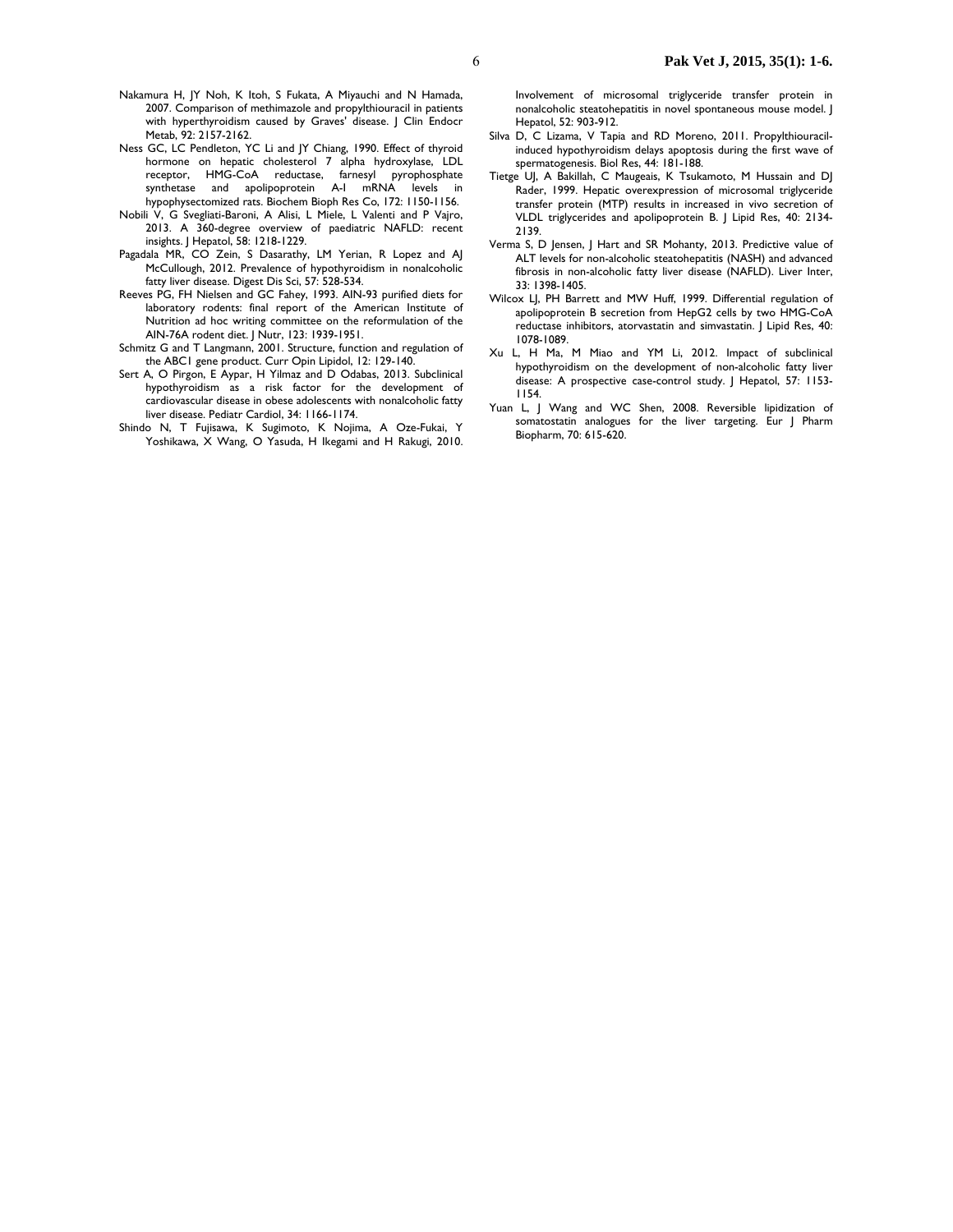Nakamura H, JY Noh, K Itoh, S Fukata, A Miyauchi and N Hamada, 2007. Comparison of methimazole and propylthiouracil in patients with hyperthyroidism caused by Graves' disease. J Clin Endocr Metab, 92: 2157-2162.

Ness GC, LC Pendleton, YC Li and JY Chiang, 1990. Effect of thyroid hormone on hepatic cholesterol 7 alpha hydroxylase, LDL receptor, HMG-CoA reductase, farnesyl pyrophosphate synthetase and apolipoprotein A-I mRNA levels in hypophysectomized rats. Biochem Bioph Res Co, 172: 1150-1156.

Nobili V, G Svegliati-Baroni, A Alisi, L Miele, L Valenti and P Vajro, 2013. A 360-degree overview of paediatric NAFLD: recent insights. J Hepatol, 58: 1218-1229.

Pagadala MR, CO Zein, S Dasarathy, LM Yerian, R Lopez and AJ McCullough, 2012. Prevalence of hypothyroidism in nonalcoholic fatty liver disease. Digest Dis Sci, 57: 528-534.

Reeves PG, FH Nielsen and GC Fahey, 1993. AIN-93 purified diets for laboratory rodents: final report of the American Institute of Nutrition ad hoc writing committee on the reformulation of the AIN-76A rodent diet. J Nutr, 123: 1939-1951.

Schmitz G and T Langmann, 2001. Structure, function and regulation of the ABC1 gene product. Curr Opin Lipidol, 12: 129-140.

Sert A, O Pirgon, E Aypar, H Yilmaz and D Odabas, 2013. Subclinical hypothyroidism as a risk factor for the development of cardiovascular disease in obese adolescents with nonalcoholic fatty liver disease. Pediatr Cardiol, 34: 1166-1174.

Shindo N, T Fujisawa, K Sugimoto, K Nojima, A Oze-Fukai, Y Yoshikawa, X Wang, O Yasuda, H Ikegami and H Rakugi, 2010. Involvement of microsomal triglyceride transfer protein in nonalcoholic steatohepatitis in novel spontaneous mouse model. J Hepatol, 52: 903-912.

Silva D, C Lizama, V Tapia and RD Moreno, 2011. Propylthiouracil-induced hypothyroidism delays apoptosis during the first wave of spermatogenesis. Biol Res, 44: 181-188.

Tietge UJ, A Bakillah, C Maugeais, K Tsukamoto, M Hussain and DJ Rader, 1999. Hepatic overexpression of microsomal triglyceride transfer protein (MTP) results in increased in vivo secretion of VLDL triglycerides and apolipoprotein B. J Lipid Res, 40: 2134-2139.

Verma S, D Jensen, J Hart and SR Mohanty, 2013. Predictive value of ALT levels for non-alcoholic steatohepatitis (NASH) and advanced fibrosis in non-alcoholic fatty liver disease (NAFLD). Liver Inter, 33: 1398-1405.

Wilcox LJ, PH Barrett and MW Huff, 1999. Differential regulation of apolipoprotein B secretion from HepG2 cells by two HMG-CoA reductase inhibitors, atorvastatin and simvastatin. J Lipid Res, 40: 1078-1089.

Xu L, H Ma, M Miao and YM Li, 2012. Impact of subclinical hypothyroidism on the development of non-alcoholic fatty liver disease: A prospective case-control study. J Hepatol, 57: 1153-1154.

Yuan L, J Wang and WC Shen, 2008. Reversible lipidization of somatostatin analogues for the liver targeting. Eur J Pharm Biopharm, 70: 615-620.